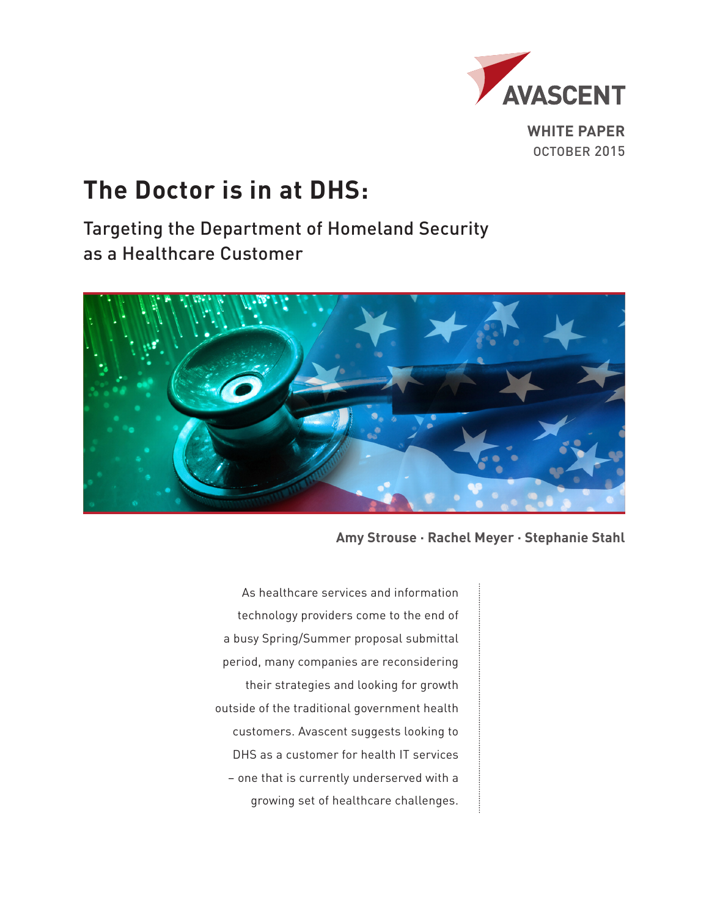AVASCENT

**WHITE PAPER**
OCTOBER 2015

# The Doctor is in at DHS:

## Targeting the Department of Homeland Security as a Healthcare Customer

**Amy Strouse · Rachel Meyer · Stephanie Stahl**

As healthcare services and information technology providers come to the end of a busy Spring/Summer proposal submittal period, many companies are reconsidering their strategies and looking for growth outside of the traditional government health customers. Avascent suggests looking to DHS as a customer for health IT services – one that is currently underserved with a growing set of healthcare challenges.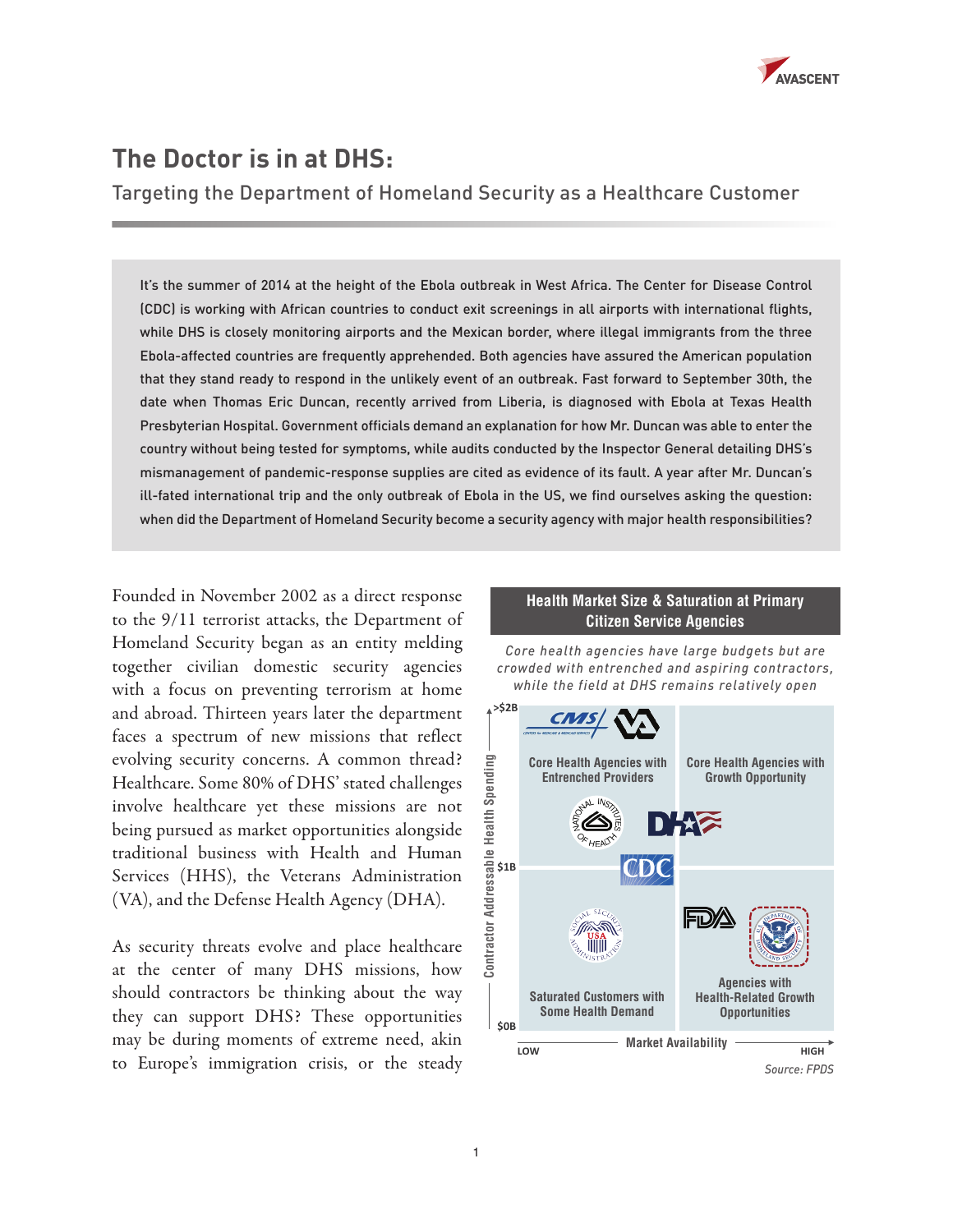# The Doctor is in at DHS:

## Targeting the Department of Homeland Security as a Healthcare Customer

It's the summer of 2014 at the height of the Ebola outbreak in West Africa. The Center for Disease Control (CDC) is working with African countries to conduct exit screenings in all airports with international flights, while DHS is closely monitoring airports and the Mexican border, where illegal immigrants from the three Ebola-affected countries are frequently apprehended. Both agencies have assured the American population that they stand ready to respond in the unlikely event of an outbreak. Fast forward to September 30th, the date when Thomas Eric Duncan, recently arrived from Liberia, is diagnosed with Ebola at Texas Health Presbyterian Hospital. Government officials demand an explanation for how Mr. Duncan was able to enter the country without being tested for symptoms, while audits conducted by the Inspector General detailing DHS's mismanagement of pandemic-response supplies are cited as evidence of its fault. A year after Mr. Duncan's ill-fated international trip and the only outbreak of Ebola in the US, we find ourselves asking the question: when did the Department of Homeland Security become a security agency with major health responsibilities?

Founded in November 2002 as a direct response to the 9/11 terrorist attacks, the Department of Homeland Security began as an entity melding together civilian domestic security agencies with a focus on preventing terrorism at home and abroad. Thirteen years later the department faces a spectrum of new missions that reflect evolving security concerns. A common thread? Healthcare. Some 80% of DHS' stated challenges involve healthcare yet these missions are not being pursued as market opportunities alongside traditional business with Health and Human Services (HHS), the Veterans Administration (VA), and the Defense Health Agency (DHA).

As security threats evolve and place healthcare at the center of many DHS missions, how should contractors be thinking about the way they can support DHS? These opportunities may be during moments of extreme need, akin to Europe's immigration crisis, or the steady

**Health Market Size & Saturation at Primary Citizen Service Agencies**

*Core health agencies have large budgets but are crowded with entrenched and aspiring contractors, while the field at DHS remains relatively open*

| Contractor Addressable Health Spending | Low Market Availability | High Market Availability |
|---|---|---|
| $1B – >$2B | Core Health Agencies with Entrenched Providers (CMS, VA, NIH) | Core Health Agencies with Growth Opportunity (DHA) |
| $0B – $1B | Saturated Customers with Some Health Demand (Social Security Administration) | Agencies with Health-Related Growth Opportunities (FDA, DHS) |

CDC is positioned at approximately $1B, on the border between the low and high market availability quadrants.

*Source: FPDS*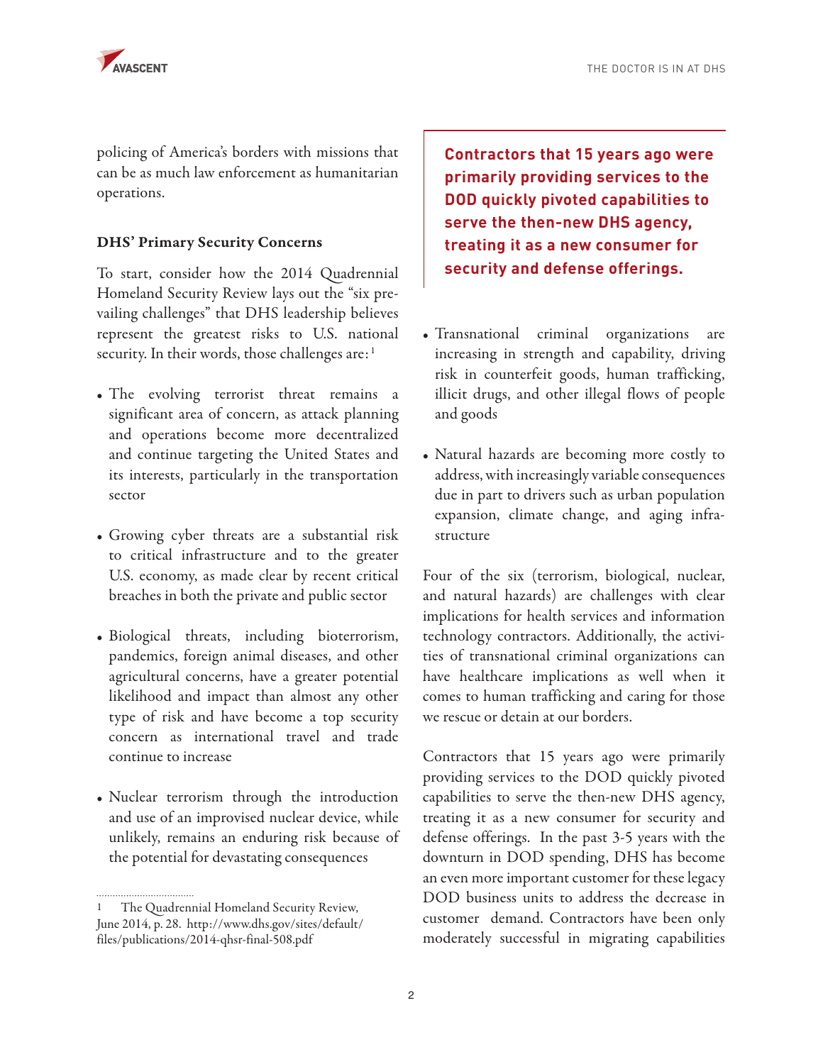policing of America's borders with missions that can be as much law enforcement as humanitarian operations.

### DHS' Primary Security Concerns

To start, consider how the 2014 Quadrennial Homeland Security Review lays out the "six prevailing challenges" that DHS leadership believes represent the greatest risks to U.S. national security. In their words, those challenges are:[1]

- The evolving terrorist threat remains a significant area of concern, as attack planning and operations become more decentralized and continue targeting the United States and its interests, particularly in the transportation sector
- Growing cyber threats are a substantial risk to critical infrastructure and to the greater U.S. economy, as made clear by recent critical breaches in both the private and public sector
- Biological threats, including bioterrorism, pandemics, foreign animal diseases, and other agricultural concerns, have a greater potential likelihood and impact than almost any other type of risk and have become a top security concern as international travel and trade continue to increase
- Nuclear terrorism through the introduction and use of an improvised nuclear device, while unlikely, remains an enduring risk because of the potential for devastating consequences

> **Contractors that 15 years ago were primarily providing services to the DOD quickly pivoted capabilities to serve the then-new DHS agency, treating it as a new consumer for security and defense offerings.**

- Transnational criminal organizations are increasing in strength and capability, driving risk in counterfeit goods, human trafficking, illicit drugs, and other illegal flows of people and goods
- Natural hazards are becoming more costly to address, with increasingly variable consequences due in part to drivers such as urban population expansion, climate change, and aging infrastructure

Four of the six (terrorism, biological, nuclear, and natural hazards) are challenges with clear implications for health services and information technology contractors. Additionally, the activities of transnational criminal organizations can have healthcare implications as well when it comes to human trafficking and caring for those we rescue or detain at our borders.

Contractors that 15 years ago were primarily providing services to the DOD quickly pivoted capabilities to serve the then-new DHS agency, treating it as a new consumer for security and defense offerings. In the past 3-5 years with the downturn in DOD spending, DHS has become an even more important customer for these legacy DOD business units to address the decrease in customer demand. Contractors have been only moderately successful in migrating capabilities

---

[1] The Quadrennial Homeland Security Review, June 2014, p. 28. http://www.dhs.gov/sites/default/files/publications/2014-qhsr-final-508.pdf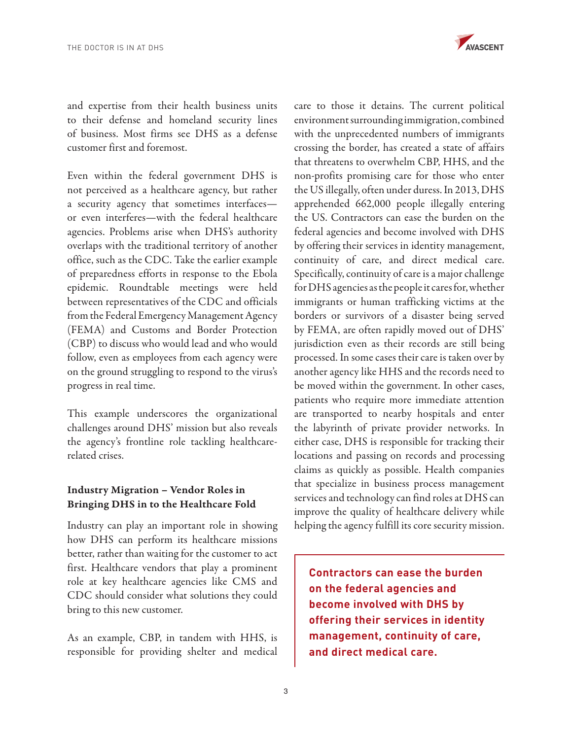and expertise from their health business units to their defense and homeland security lines of business. Most firms see DHS as a defense customer first and foremost.

Even within the federal government DHS is not perceived as a healthcare agency, but rather a security agency that sometimes interfaces—or even interferes—with the federal healthcare agencies. Problems arise when DHS's authority overlaps with the traditional territory of another office, such as the CDC. Take the earlier example of preparedness efforts in response to the Ebola epidemic. Roundtable meetings were held between representatives of the CDC and officials from the Federal Emergency Management Agency (FEMA) and Customs and Border Protection (CBP) to discuss who would lead and who would follow, even as employees from each agency were on the ground struggling to respond to the virus's progress in real time.

This example underscores the organizational challenges around DHS' mission but also reveals the agency's frontline role tackling healthcare-related crises.

### Industry Migration – Vendor Roles in Bringing DHS in to the Healthcare Fold

Industry can play an important role in showing how DHS can perform its healthcare missions better, rather than waiting for the customer to act first. Healthcare vendors that play a prominent role at key healthcare agencies like CMS and CDC should consider what solutions they could bring to this new customer.

As an example, CBP, in tandem with HHS, is responsible for providing shelter and medical care to those it detains. The current political environment surrounding immigration, combined with the unprecedented numbers of immigrants crossing the border, has created a state of affairs that threatens to overwhelm CBP, HHS, and the non-profits promising care for those who enter the US illegally, often under duress. In 2013, DHS apprehended 662,000 people illegally entering the US. Contractors can ease the burden on the federal agencies and become involved with DHS by offering their services in identity management, continuity of care, and direct medical care. Specifically, continuity of care is a major challenge for DHS agencies as the people it cares for, whether immigrants or human trafficking victims at the borders or survivors of a disaster being served by FEMA, are often rapidly moved out of DHS' jurisdiction even as their records are still being processed. In some cases their care is taken over by another agency like HHS and the records need to be moved within the government. In other cases, patients who require more immediate attention are transported to nearby hospitals and enter the labyrinth of private provider networks. In either case, DHS is responsible for tracking their locations and passing on records and processing claims as quickly as possible. Health companies that specialize in business process management services and technology can find roles at DHS can improve the quality of healthcare delivery while helping the agency fulfill its core security mission.

> **Contractors can ease the burden on the federal agencies and become involved with DHS by offering their services in identity management, continuity of care, and direct medical care.**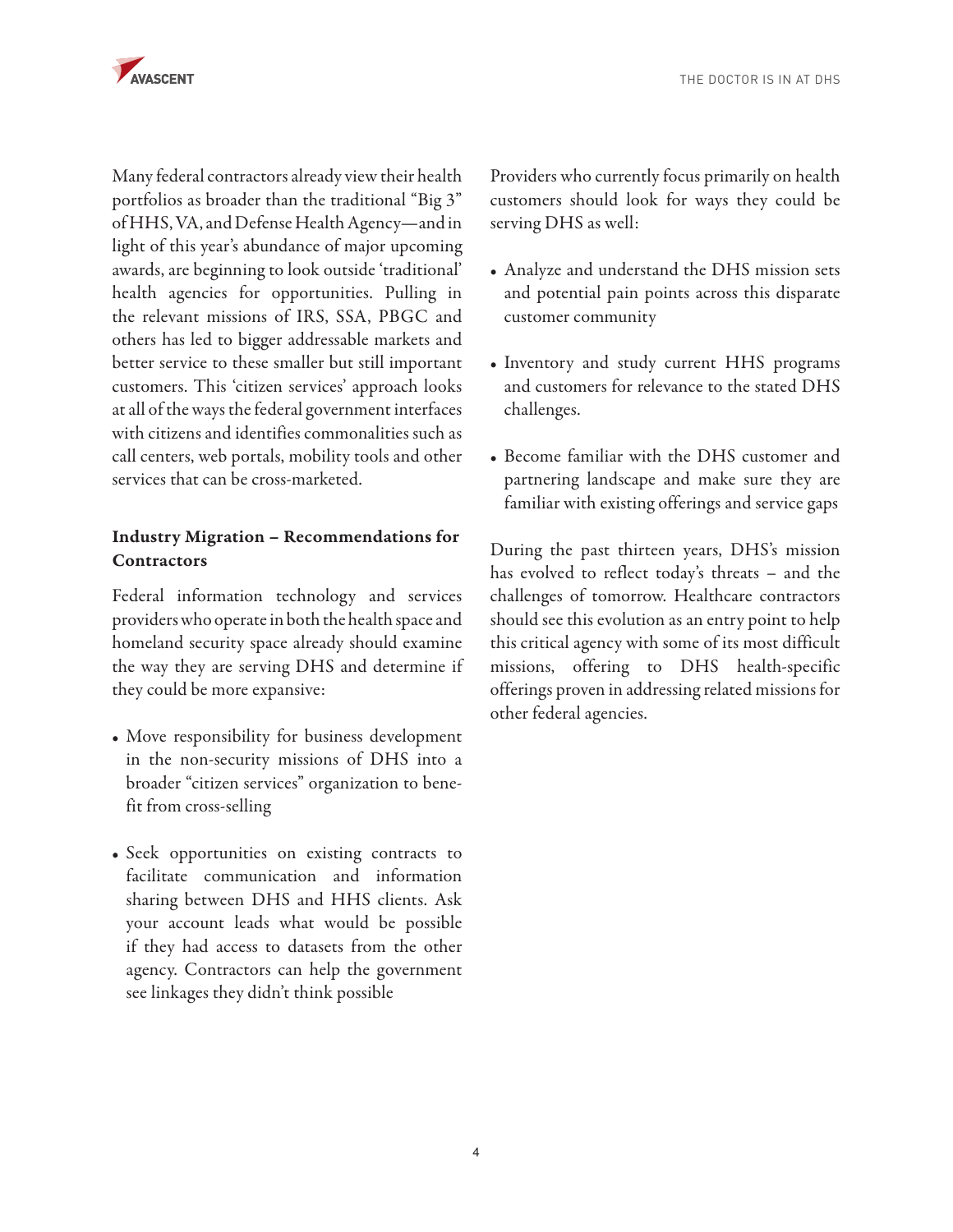Many federal contractors already view their health portfolios as broader than the traditional "Big 3" of HHS, VA, and Defense Health Agency—and in light of this year's abundance of major upcoming awards, are beginning to look outside 'traditional' health agencies for opportunities. Pulling in the relevant missions of IRS, SSA, PBGC and others has led to bigger addressable markets and better service to these smaller but still important customers. This 'citizen services' approach looks at all of the ways the federal government interfaces with citizens and identifies commonalities such as call centers, web portals, mobility tools and other services that can be cross-marketed.

### Industry Migration – Recommendations for Contractors

Federal information technology and services providers who operate in both the health space and homeland security space already should examine the way they are serving DHS and determine if they could be more expansive:

- Move responsibility for business development in the non-security missions of DHS into a broader "citizen services" organization to benefit from cross-selling
- Seek opportunities on existing contracts to facilitate communication and information sharing between DHS and HHS clients. Ask your account leads what would be possible if they had access to datasets from the other agency. Contractors can help the government see linkages they didn't think possible

Providers who currently focus primarily on health customers should look for ways they could be serving DHS as well:

- Analyze and understand the DHS mission sets and potential pain points across this disparate customer community
- Inventory and study current HHS programs and customers for relevance to the stated DHS challenges.
- Become familiar with the DHS customer and partnering landscape and make sure they are familiar with existing offerings and service gaps

During the past thirteen years, DHS's mission has evolved to reflect today's threats – and the challenges of tomorrow. Healthcare contractors should see this evolution as an entry point to help this critical agency with some of its most difficult missions, offering to DHS health-specific offerings proven in addressing related missions for other federal agencies.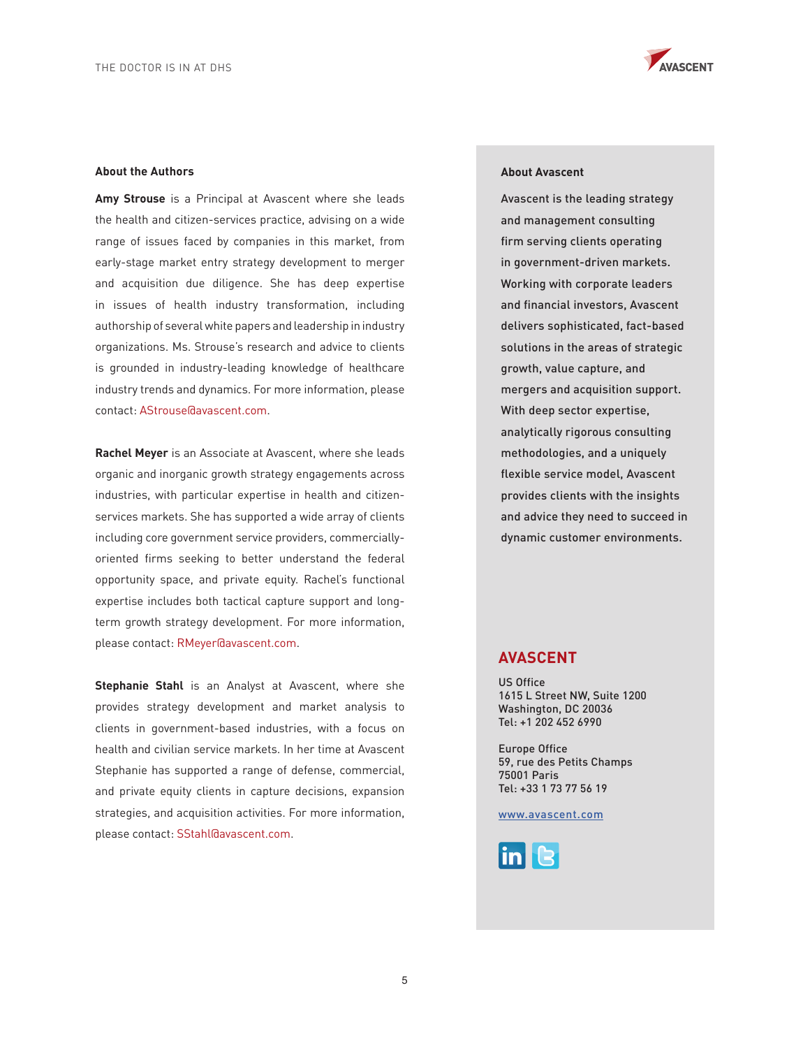## About the Authors

**Amy Strouse** is a Principal at Avascent where she leads the health and citizen-services practice, advising on a wide range of issues faced by companies in this market, from early-stage market entry strategy development to merger and acquisition due diligence. She has deep expertise in issues of health industry transformation, including authorship of several white papers and leadership in industry organizations. Ms. Strouse's research and advice to clients is grounded in industry-leading knowledge of healthcare industry trends and dynamics. For more information, please contact: AStrouse@avascent.com.

**Rachel Meyer** is an Associate at Avascent, where she leads organic and inorganic growth strategy engagements across industries, with particular expertise in health and citizen-services markets. She has supported a wide array of clients including core government service providers, commercially-oriented firms seeking to better understand the federal opportunity space, and private equity. Rachel's functional expertise includes both tactical capture support and long-term growth strategy development. For more information, please contact: RMeyer@avascent.com.

**Stephanie Stahl** is an Analyst at Avascent, where she provides strategy development and market analysis to clients in government-based industries, with a focus on health and civilian service markets. In her time at Avascent Stephanie has supported a range of defense, commercial, and private equity clients in capture decisions, expansion strategies, and acquisition activities. For more information, please contact: SStahl@avascent.com.

## About Avascent

Avascent is the leading strategy and management consulting firm serving clients operating in government-driven markets. Working with corporate leaders and financial investors, Avascent delivers sophisticated, fact-based solutions in the areas of strategic growth, value capture, and mergers and acquisition support. With deep sector expertise, analytically rigorous consulting methodologies, and a uniquely flexible service model, Avascent provides clients with the insights and advice they need to succeed in dynamic customer environments.

## AVASCENT

US Office
1615 L Street NW, Suite 1200
Washington, DC 20036
Tel: +1 202 452 6990

Europe Office
59, rue des Petits Champs
75001 Paris
Tel: +33 1 73 77 56 19

www.avascent.com